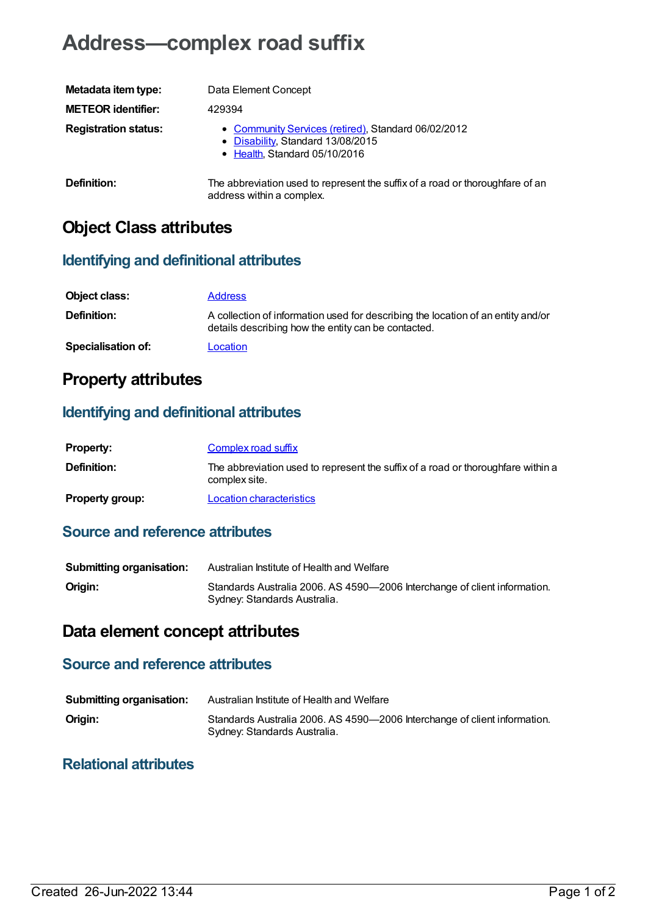# Address—complex road suffix

| | |
|---|---|
| **Metadata item type:** | Data Element Concept |
| **METEOR identifier:** | 429394 |
| **Registration status:** | • Community Services (retired), Standard 06/02/2012<br>• Disability, Standard 13/08/2015<br>• Health, Standard 05/10/2016 |
| **Definition:** | The abbreviation used to represent the suffix of a road or thoroughfare of an address within a complex. |

## Object Class attributes

### Identifying and definitional attributes

| | |
|---|---|
| **Object class:** | Address |
| **Definition:** | A collection of information used for describing the location of an entity and/or details describing how the entity can be contacted. |
| **Specialisation of:** | Location |

## Property attributes

### Identifying and definitional attributes

| | |
|---|---|
| **Property:** | Complex road suffix |
| **Definition:** | The abbreviation used to represent the suffix of a road or thoroughfare within a complex site. |
| **Property group:** | Location characteristics |

### Source and reference attributes

| | |
|---|---|
| **Submitting organisation:** | Australian Institute of Health and Welfare |
| **Origin:** | Standards Australia 2006. AS 4590—2006 Interchange of client information. Sydney: Standards Australia. |

## Data element concept attributes

### Source and reference attributes

| | |
|---|---|
| **Submitting organisation:** | Australian Institute of Health and Welfare |
| **Origin:** | Standards Australia 2006. AS 4590—2006 Interchange of client information. Sydney: Standards Australia. |

### Relational attributes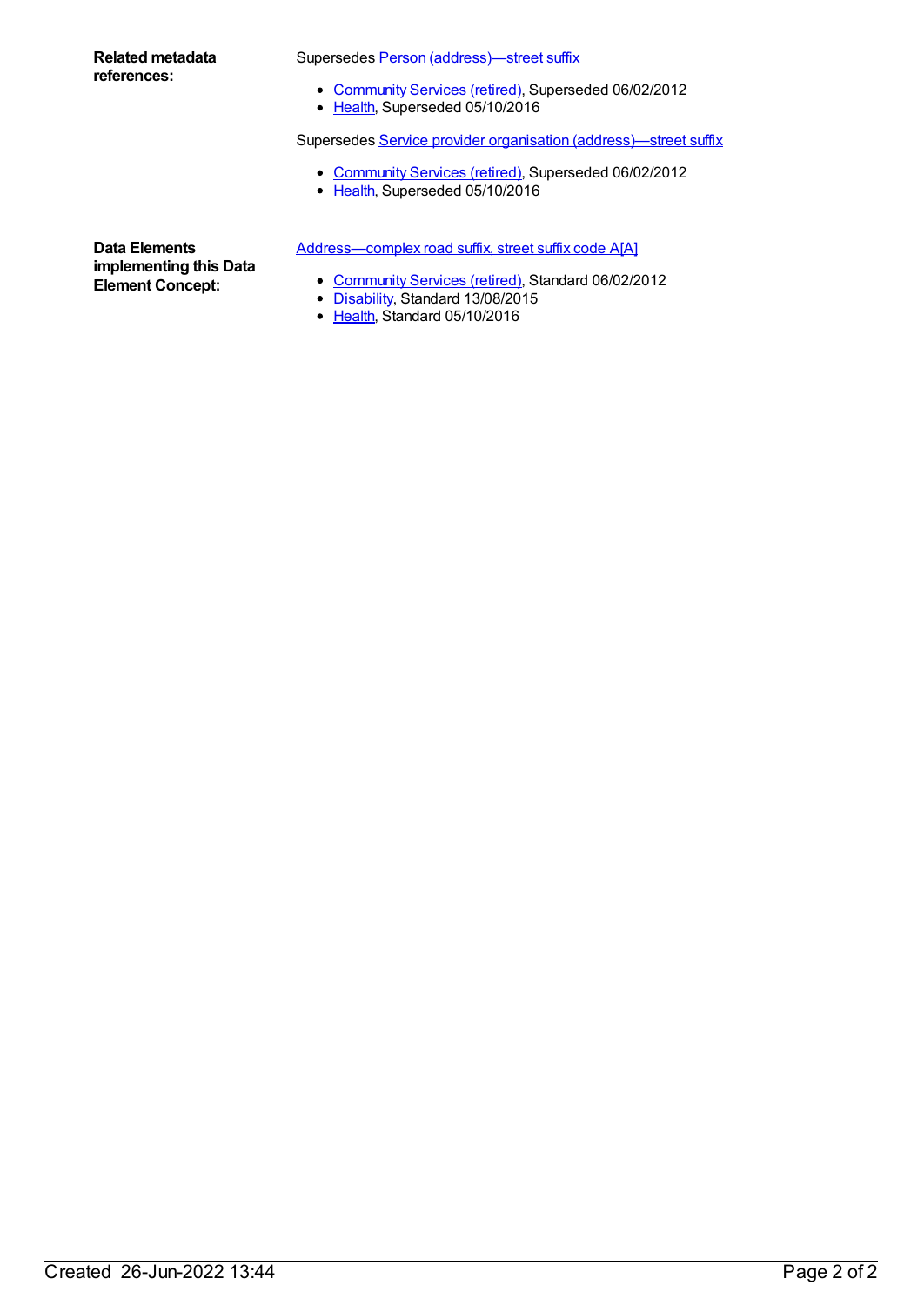**Related metadata references:**

Supersedes Person (address)—street suffix

- Community Services (retired), Superseded 06/02/2012
- Health, Superseded 05/10/2016

Supersedes Service provider organisation (address)—street suffix

- Community Services (retired), Superseded 06/02/2012
- Health, Superseded 05/10/2016

**Data Elements implementing this Data Element Concept:**

Address—complex road suffix, street suffix code A[A]

- Community Services (retired), Standard 06/02/2012
- Disability, Standard 13/08/2015
- Health, Standard 05/10/2016